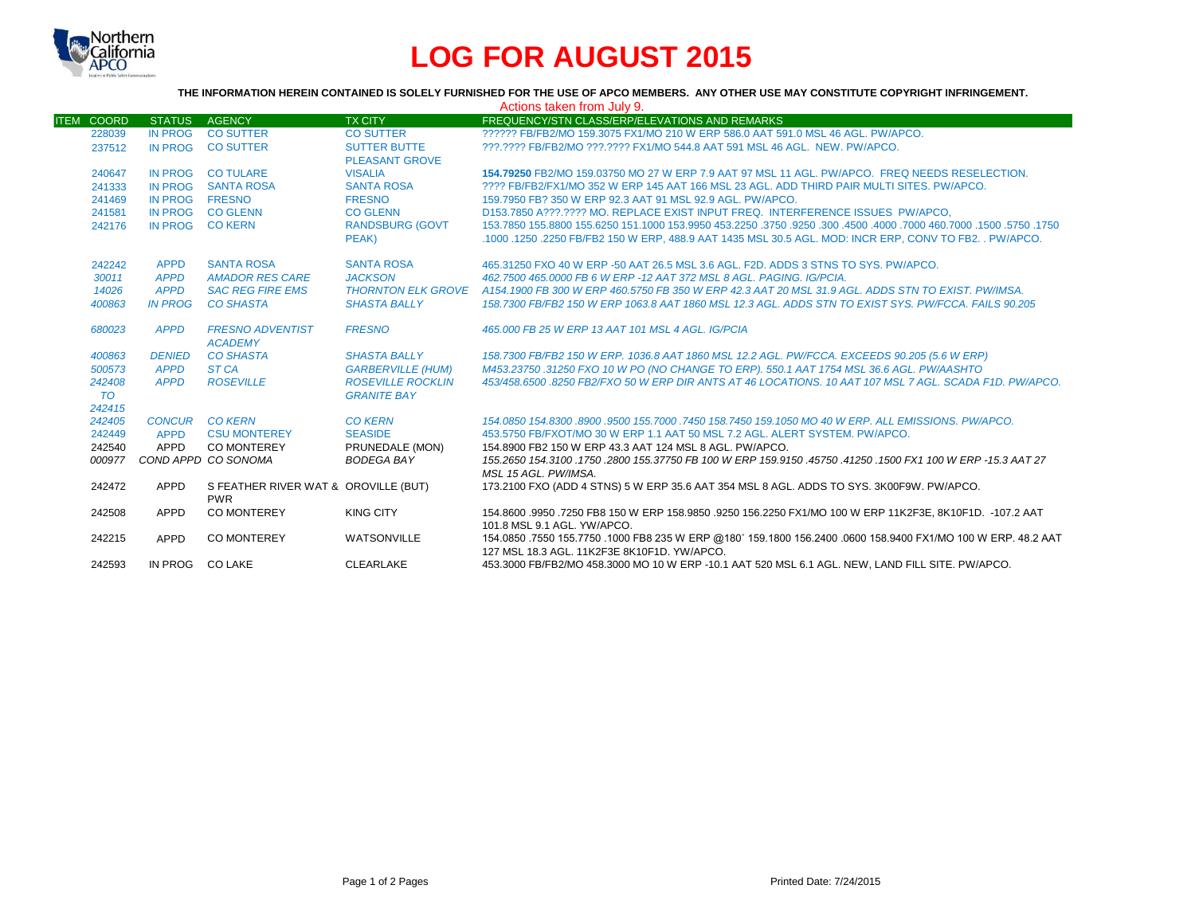# LOG FOR AUGUST 2015

**THE INFORMATION HEREIN CONTAINED IS SOLELY FURNISHED FOR THE USE OF APCO MEMBERS. ANY OTHER USE MAY CONSTITUTE COPYRIGHT INFRINGEMENT.**

Actions taken from July 9.

| ITEM | COORD | STATUS | AGENCY | TX CITY | FREQUENCY/STN CLASS/ERP/ELEVATIONS AND REMARKS |
|---|---|---|---|---|---|
| | 228039 | IN PROG | CO SUTTER | CO SUTTER | ?????? FB/FB2/MO 159.3075 FX1/MO 210 W ERP 586.0 AAT 591.0 MSL 46 AGL. PW/APCO. |
| | 237512 | IN PROG | CO SUTTER | SUTTER BUTTE PLEASANT GROVE | ???.???? FB/FB2/MO ???.???? FX1/MO 544.8 AAT 591 MSL 46 AGL. NEW. PW/APCO. |
| | 240647 | IN PROG | CO TULARE | VISALIA | **154.79250** FB2/MO 159.03750 MO 27 W ERP 7.9 AAT 97 MSL 11 AGL. PW/APCO. FREQ NEEDS RESELECTION. |
| | 241333 | IN PROG | SANTA ROSA | SANTA ROSA | ???? FB/FB2/FX1/MO 352 W ERP 145 AAT 166 MSL 23 AGL. ADD THIRD PAIR MULTI SITES. PW/APCO. |
| | 241469 | IN PROG | FRESNO | FRESNO | 159.7950 FB? 350 W ERP 92.3 AAT 91 MSL 92.9 AGL. PW/APCO. |
| | 241581 | IN PROG | CO GLENN | CO GLENN | D153.7850 A???.???? MO. REPLACE EXIST INPUT FREQ. INTERFERENCE ISSUES PW/APCO, |
| | 242176 | IN PROG | CO KERN | RANDSBURG (GOVT PEAK) | 153.7850 155.8800 155.6250 151.1000 153.9950 453.2250 .3750 .9250 .300 .4500 .4000 .7000 460.7000 .1500 .5750 .1750 .1000 .1250 .2250 FB/FB2 150 W ERP, 488.9 AAT 1435 MSL 30.5 AGL. MOD: INCR ERP, CONV TO FB2. . PW/APCO. |
| | 242242 | APPD | SANTA ROSA | SANTA ROSA | 465.31250 FXO 40 W ERP -50 AAT 26.5 MSL 3.6 AGL. F2D. ADDS 3 STNS TO SYS. PW/APCO. |
| | *30011* | *APPD* | *AMADOR RES CARE* | *JACKSON* | *462.7500 465.0000 FB 6 W ERP -12 AAT 372 MSL 8 AGL. PAGING. IG/PCIA.* |
| | *14026* | *APPD* | *SAC REG FIRE EMS* | *THORNTON ELK GROVE* | *A154.1900 FB 300 W ERP 460.5750 FB 350 W ERP 42.3 AAT 20 MSL 31.9 AGL. ADDS STN TO EXIST. PW/IMSA.* |
| | *400863* | *IN PROG* | *CO SHASTA* | *SHASTA BALLY* | *158.7300 FB/FB2 150 W ERP 1063.8 AAT 1860 MSL 12.3 AGL. ADDS STN TO EXIST SYS. PW/FCCA. FAILS 90.205* |
| | *680023* | *APPD* | *FRESNO ADVENTIST ACADEMY* | *FRESNO* | *465.000 FB 25 W ERP 13 AAT 101 MSL 4 AGL. IG/PCIA* |
| | *400863* | *DENIED* | *CO SHASTA* | *SHASTA BALLY* | *158.7300 FB/FB2 150 W ERP. 1036.8 AAT 1860 MSL 12.2 AGL. PW/FCCA. EXCEEDS 90.205 (5.6 W ERP)* |
| | *500573* | *APPD* | *ST CA* | *GARBERVILLE (HUM)* | *M453.23750 .31250 FXO 10 W PO (NO CHANGE TO ERP). 550.1 AAT 1754 MSL 36.6 AGL. PW/AASHTO* |
| | *242408 TO 242415* | *APPD* | *ROSEVILLE* | *ROSEVILLE ROCKLIN GRANITE BAY* | *453/458.6500 .8250 FB2/FXO 50 W ERP DIR ANTS AT 46 LOCATIONS. 10 AAT 107 MSL 7 AGL. SCADA F1D. PW/APCO.* |
| | *242405* | *CONCUR* | *CO KERN* | *CO KERN* | *154.0850 154.8300 .8900 .9500 155.7000 .7450 158.7450 159.1050 MO 40 W ERP. ALL EMISSIONS. PW/APCO.* |
| | 242449 | APPD | CSU MONTEREY | SEASIDE | 453.5750 FB/FXOT/MO 30 W ERP 1.1 AAT 50 MSL 7.2 AGL. ALERT SYSTEM. PW/APCO. |
| | 242540 | APPD | CO MONTEREY | PRUNEDALE (MON) | 154.8900 FB2 150 W ERP 43.3 AAT 124 MSL 8 AGL. PW/APCO. |
| | *000977* | *COND APPD* | *CO SONOMA* | *BODEGA BAY* | *155.2650 154.3100 .1750 .2800 155.37750 FB 100 W ERP 159.9150 .45750 .41250 .1500 FX1 100 W ERP -15.3 AAT 27 MSL 15 AGL. PW/IMSA.* |
| | 242472 | APPD | S FEATHER RIVER WAT & PWR | OROVILLE (BUT) | 173.2100 FXO (ADD 4 STNS) 5 W ERP 35.6 AAT 354 MSL 8 AGL. ADDS TO SYS. 3K00F9W. PW/APCO. |
| | 242508 | APPD | CO MONTEREY | KING CITY | 154.8600 .9950 .7250 FB8 150 W ERP 158.9850 .9250 156.2250 FX1/MO 100 W ERP 11K2F3E, 8K10F1D. -107.2 AAT 101.8 MSL 9.1 AGL. YW/APCO. |
| | 242215 | APPD | CO MONTEREY | WATSONVILLE | 154.0850 .7550 155.7750 .1000 FB8 235 W ERP @180˚ 159.1800 156.2400 .0600 158.9400 FX1/MO 100 W ERP. 48.2 AAT 127 MSL 18.3 AGL. 11K2F3E 8K10F1D. YW/APCO. |
| | 242593 | IN PROG | CO LAKE | CLEARLAKE | 453.3000 FB/FB2/MO 458.3000 MO 10 W ERP -10.1 AAT 520 MSL 6.1 AGL. NEW, LAND FILL SITE. PW/APCO. |

Printed Date: 7/24/2015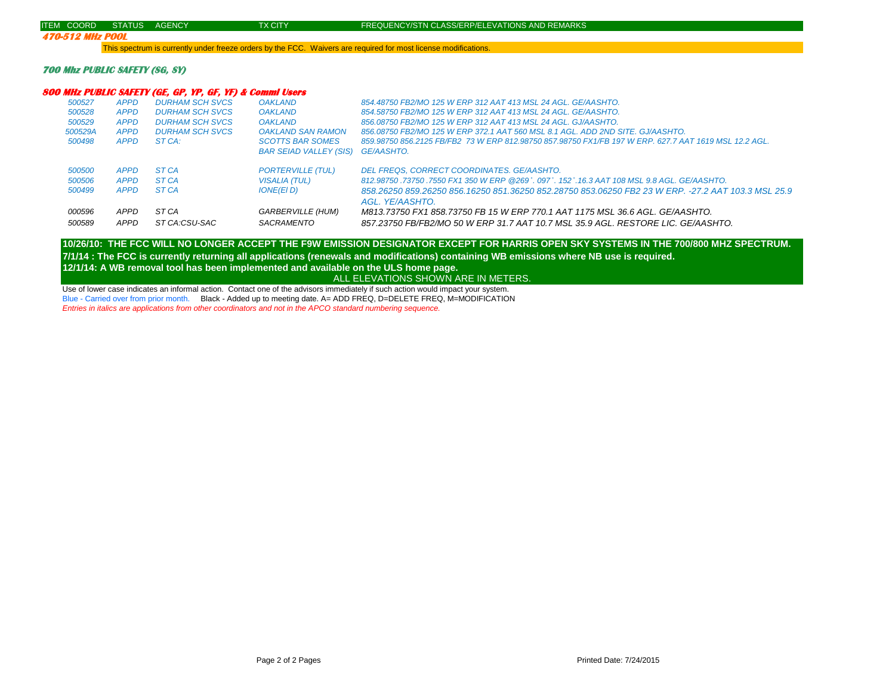| ITEM | COORD | STATUS | AGENCY | TX CITY | FREQUENCY/STN CLASS/ERP/ELEVATIONS AND REMARKS |
|---|---|---|---|---|---|

***470-512 MHz POOL***

This spectrum is currently under freeze orders by the FCC. Waivers are required for most license modifications.

***700 Mhz PUBLIC SAFETY (SG, SY)***

***800 MHz PUBLIC SAFETY (GE, GP, YP, GF, YF) & Comml Users***

| ITEM | STATUS | AGENCY | TX CITY | FREQUENCY/STN CLASS/ERP/ELEVATIONS AND REMARKS |
|---|---|---|---|---|
| *500527* | *APPD* | *DURHAM SCH SVCS* | *OAKLAND* | *854.48750 FB2/MO 125 W ERP 312 AAT 413 MSL 24 AGL. GE/AASHTO.* |
| *500528* | *APPD* | *DURHAM SCH SVCS* | *OAKLAND* | *854.58750 FB2/MO 125 W ERP 312 AAT 413 MSL 24 AGL. GE/AASHTO.* |
| *500529* | *APPD* | *DURHAM SCH SVCS* | *OAKLAND* | *856.08750 FB2/MO 125 W ERP 312 AAT 413 MSL 24 AGL. GJ/AASHTO.* |
| *500529A* | *APPD* | *DURHAM SCH SVCS* | *OAKLAND SAN RAMON* | *856.08750 FB2/MO 125 W ERP 372.1 AAT 560 MSL 8.1 AGL. ADD 2ND SITE. GJ/AASHTO.* |
| *500498* | *APPD* | *ST CA:* | *SCOTTS BAR SOMES BAR SEIAD VALLEY (SIS)* | *859.98750 856.2125 FB/FB2 73 W ERP 812.98750 857.98750 FX1/FB 197 W ERP. 627.7 AAT 1619 MSL 12.2 AGL. GE/AASHTO.* |
| *500500* | *APPD* | *ST CA* | *PORTERVILLE (TUL)* | *DEL FREQS, CORRECT COORDINATES. GE/AASHTO.* |
| *500506* | *APPD* | *ST CA* | *VISALIA (TUL)* | *812.98750 .73750 .7550 FX1 350 W ERP @269˚. 097˚. 152˚.16.3 AAT 108 MSL 9.8 AGL. GE/AASHTO.* |
| *500499* | *APPD* | *ST CA* | *IONE(El D)* | *858.26250 859.26250 856.16250 851.36250 852.28750 853.06250 FB2 23 W ERP. -27.2 AAT 103.3 MSL 25.9 AGL. YE/AASHTO.* |
| *000596* | *APPD* | *ST CA* | *GARBERVILLE (HUM)* | *M813.73750 FX1 858.73750 FB 15 W ERP 770.1 AAT 1175 MSL 36.6 AGL. GE/AASHTO.* |
| *500589* | *APPD* | *ST CA:CSU-SAC* | *SACRAMENTO* | *857.23750 FB/FB2/MO 50 W ERP 31.7 AAT 10.7 MSL 35.9 AGL. RESTORE LIC. GE/AASHTO.* |

**10/26/10: THE FCC WILL NO LONGER ACCEPT THE F9W EMISSION DESIGNATOR EXCEPT FOR HARRIS OPEN SKY SYSTEMS IN THE 700/800 MHZ SPECTRUM.**
**7/1/14 : The FCC is currently returning all applications (renewals and modifications) containing WB emissions where NB use is required.**
**12/1/14: A WB removal tool has been implemented and available on the ULS home page.**
ALL ELEVATIONS SHOWN ARE IN METERS.

Use of lower case indicates an informal action. Contact one of the advisors immediately if such action would impact your system.
Blue - Carried over from prior month. Black - Added up to meeting date. A= ADD FREQ, D=DELETE FREQ, M=MODIFICATION
*Entries in italics are applications from other coordinators and not in the APCO standard numbering sequence.*

Printed Date: 7/24/2015